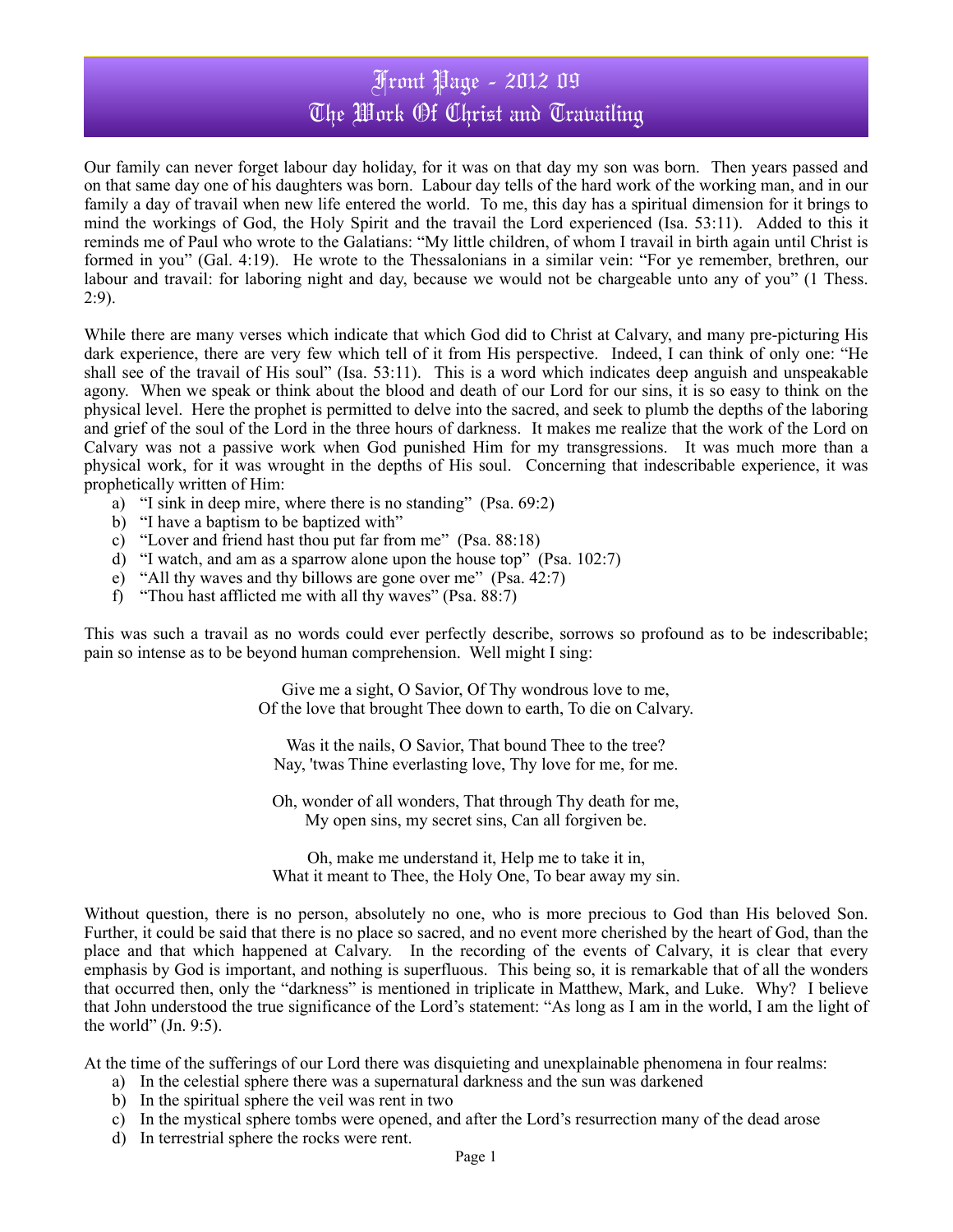# Front Page - 2012 09
# The Work Of Christ and Travailing

Our family can never forget labour day holiday, for it was on that day my son was born. Then years passed and on that same day one of his daughters was born. Labour day tells of the hard work of the working man, and in our family a day of travail when new life entered the world. To me, this day has a spiritual dimension for it brings to mind the workings of God, the Holy Spirit and the travail the Lord experienced (Isa. 53:11). Added to this it reminds me of Paul who wrote to the Galatians: "My little children, of whom I travail in birth again until Christ is formed in you" (Gal. 4:19). He wrote to the Thessalonians in a similar vein: "For ye remember, brethren, our labour and travail: for laboring night and day, because we would not be chargeable unto any of you" (1 Thess. 2:9).

While there are many verses which indicate that which God did to Christ at Calvary, and many pre-picturing His dark experience, there are very few which tell of it from His perspective. Indeed, I can think of only one: "He shall see of the travail of His soul" (Isa. 53:11). This is a word which indicates deep anguish and unspeakable agony. When we speak or think about the blood and death of our Lord for our sins, it is so easy to think on the physical level. Here the prophet is permitted to delve into the sacred, and seek to plumb the depths of the laboring and grief of the soul of the Lord in the three hours of darkness. It makes me realize that the work of the Lord on Calvary was not a passive work when God punished Him for my transgressions. It was much more than a physical work, for it was wrought in the depths of His soul. Concerning that indescribable experience, it was prophetically written of Him:

a) "I sink in deep mire, where there is no standing" (Psa. 69:2)
b) "I have a baptism to be baptized with"
c) "Lover and friend hast thou put far from me" (Psa. 88:18)
d) "I watch, and am as a sparrow alone upon the house top" (Psa. 102:7)
e) "All thy waves and thy billows are gone over me" (Psa. 42:7)
f) "Thou hast afflicted me with all thy waves" (Psa. 88:7)

This was such a travail as no words could ever perfectly describe, sorrows so profound as to be indescribable; pain so intense as to be beyond human comprehension. Well might I sing:

> Give me a sight, O Savior, Of Thy wondrous love to me,
> Of the love that brought Thee down to earth, To die on Calvary.
>
> Was it the nails, O Savior, That bound Thee to the tree?
> Nay, 'twas Thine everlasting love, Thy love for me, for me.
>
> Oh, wonder of all wonders, That through Thy death for me,
> My open sins, my secret sins, Can all forgiven be.
>
> Oh, make me understand it, Help me to take it in,
> What it meant to Thee, the Holy One, To bear away my sin.

Without question, there is no person, absolutely no one, who is more precious to God than His beloved Son. Further, it could be said that there is no place so sacred, and no event more cherished by the heart of God, than the place and that which happened at Calvary. In the recording of the events of Calvary, it is clear that every emphasis by God is important, and nothing is superfluous. This being so, it is remarkable that of all the wonders that occurred then, only the "darkness" is mentioned in triplicate in Matthew, Mark, and Luke. Why? I believe that John understood the true significance of the Lord's statement: "As long as I am in the world, I am the light of the world" (Jn. 9:5).

At the time of the sufferings of our Lord there was disquieting and unexplainable phenomena in four realms:

a) In the celestial sphere there was a supernatural darkness and the sun was darkened
b) In the spiritual sphere the veil was rent in two
c) In the mystical sphere tombs were opened, and after the Lord's resurrection many of the dead arose
d) In terrestrial sphere the rocks were rent.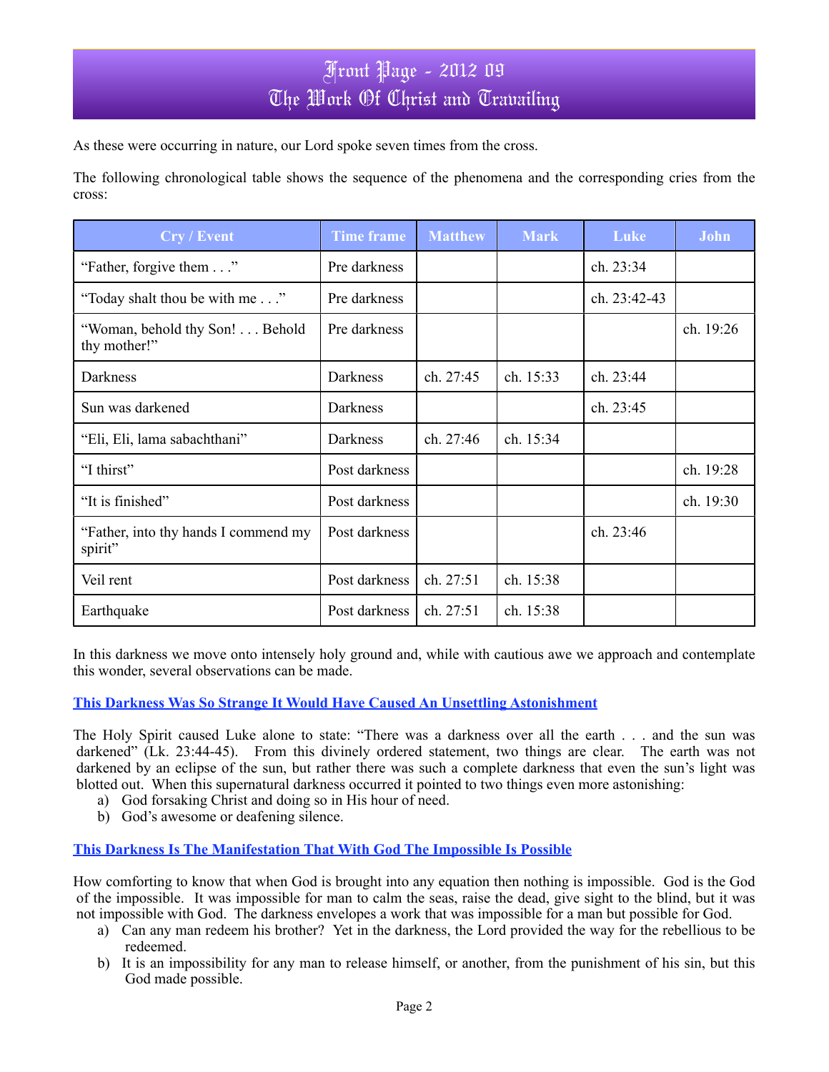As these were occurring in nature, our Lord spoke seven times from the cross.

The following chronological table shows the sequence of the phenomena and the corresponding cries from the cross:

| Cry / Event | Time frame | Matthew | Mark | Luke | John |
|---|---|---|---|---|---|
| “Father, forgive them . . .” | Pre darkness | | | ch. 23:34 | |
| “Today shalt thou be with me . . .” | Pre darkness | | | ch. 23:42-43 | |
| “Woman, behold thy Son! . . . Behold thy mother!” | Pre darkness | | | | ch. 19:26 |
| Darkness | Darkness | ch. 27:45 | ch. 15:33 | ch. 23:44 | |
| Sun was darkened | Darkness | | | ch. 23:45 | |
| “Eli, Eli, lama sabachthani” | Darkness | ch. 27:46 | ch. 15:34 | | |
| “I thirst” | Post darkness | | | | ch. 19:28 |
| “It is finished” | Post darkness | | | | ch. 19:30 |
| “Father, into thy hands I commend my spirit” | Post darkness | | | ch. 23:46 | |
| Veil rent | Post darkness | ch. 27:51 | ch. 15:38 | | |
| Earthquake | Post darkness | ch. 27:51 | ch. 15:38 | | |

In this darkness we move onto intensely holy ground and, while with cautious awe we approach and contemplate this wonder, several observations can be made.

### This Darkness Was So Strange It Would Have Caused An Unsettling Astonishment

The Holy Spirit caused Luke alone to state: “There was a darkness over all the earth . . . and the sun was darkened” (Lk. 23:44-45). From this divinely ordered statement, two things are clear. The earth was not darkened by an eclipse of the sun, but rather there was such a complete darkness that even the sun’s light was blotted out. When this supernatural darkness occurred it pointed to two things even more astonishing:

a) God forsaking Christ and doing so in His hour of need.
b) God’s awesome or deafening silence.

### This Darkness Is The Manifestation That With God The Impossible Is Possible

How comforting to know that when God is brought into any equation then nothing is impossible. God is the God of the impossible. It was impossible for man to calm the seas, raise the dead, give sight to the blind, but it was not impossible with God. The darkness envelopes a work that was impossible for a man but possible for God.

a) Can any man redeem his brother? Yet in the darkness, the Lord provided the way for the rebellious to be redeemed.
b) It is an impossibility for any man to release himself, or another, from the punishment of his sin, but this God made possible.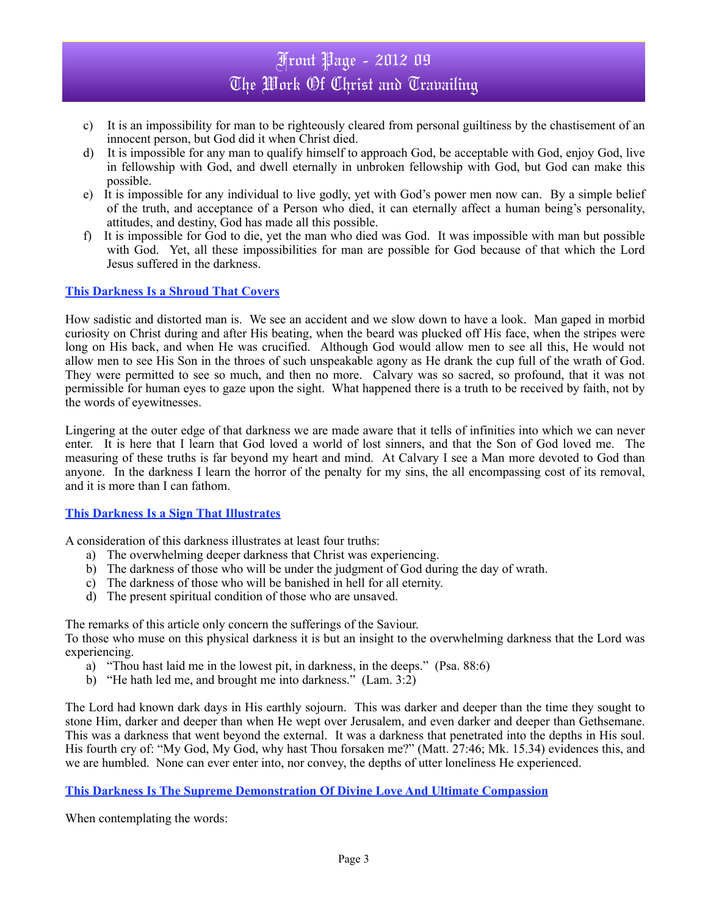c) It is an impossibility for man to be righteously cleared from personal guiltiness by the chastisement of an innocent person, but God did it when Christ died.

d) It is impossible for any man to qualify himself to approach God, be acceptable with God, enjoy God, live in fellowship with God, and dwell eternally in unbroken fellowship with God, but God can make this possible.

e) It is impossible for any individual to live godly, yet with God's power men now can. By a simple belief of the truth, and acceptance of a Person who died, it can eternally affect a human being's personality, attitudes, and destiny, God has made all this possible.

f) It is impossible for God to die, yet the man who died was God. It was impossible with man but possible with God. Yet, all these impossibilities for man are possible for God because of that which the Lord Jesus suffered in the darkness.

## This Darkness Is a Shroud That Covers

How sadistic and distorted man is. We see an accident and we slow down to have a look. Man gaped in morbid curiosity on Christ during and after His beating, when the beard was plucked off His face, when the stripes were long on His back, and when He was crucified. Although God would allow men to see all this, He would not allow men to see His Son in the throes of such unspeakable agony as He drank the cup full of the wrath of God. They were permitted to see so much, and then no more. Calvary was so sacred, so profound, that it was not permissible for human eyes to gaze upon the sight. What happened there is a truth to be received by faith, not by the words of eyewitnesses.

Lingering at the outer edge of that darkness we are made aware that it tells of infinities into which we can never enter. It is here that I learn that God loved a world of lost sinners, and that the Son of God loved me. The measuring of these truths is far beyond my heart and mind. At Calvary I see a Man more devoted to God than anyone. In the darkness I learn the horror of the penalty for my sins, the all encompassing cost of its removal, and it is more than I can fathom.

## This Darkness Is a Sign That Illustrates

A consideration of this darkness illustrates at least four truths:

a) The overwhelming deeper darkness that Christ was experiencing.
b) The darkness of those who will be under the judgment of God during the day of wrath.
c) The darkness of those who will be banished in hell for all eternity.
d) The present spiritual condition of those who are unsaved.

The remarks of this article only concern the sufferings of the Saviour.
To those who muse on this physical darkness it is but an insight to the overwhelming darkness that the Lord was experiencing.

a) "Thou hast laid me in the lowest pit, in darkness, in the deeps." (Psa. 88:6)
b) "He hath led me, and brought me into darkness." (Lam. 3:2)

The Lord had known dark days in His earthly sojourn. This was darker and deeper than the time they sought to stone Him, darker and deeper than when He wept over Jerusalem, and even darker and deeper than Gethsemane. This was a darkness that went beyond the external. It was a darkness that penetrated into the depths in His soul. His fourth cry of: "My God, My God, why hast Thou forsaken me?" (Matt. 27:46; Mk. 15.34) evidences this, and we are humbled. None can ever enter into, nor convey, the depths of utter loneliness He experienced.

## This Darkness Is The Supreme Demonstration Of Divine Love And Ultimate Compassion

When contemplating the words: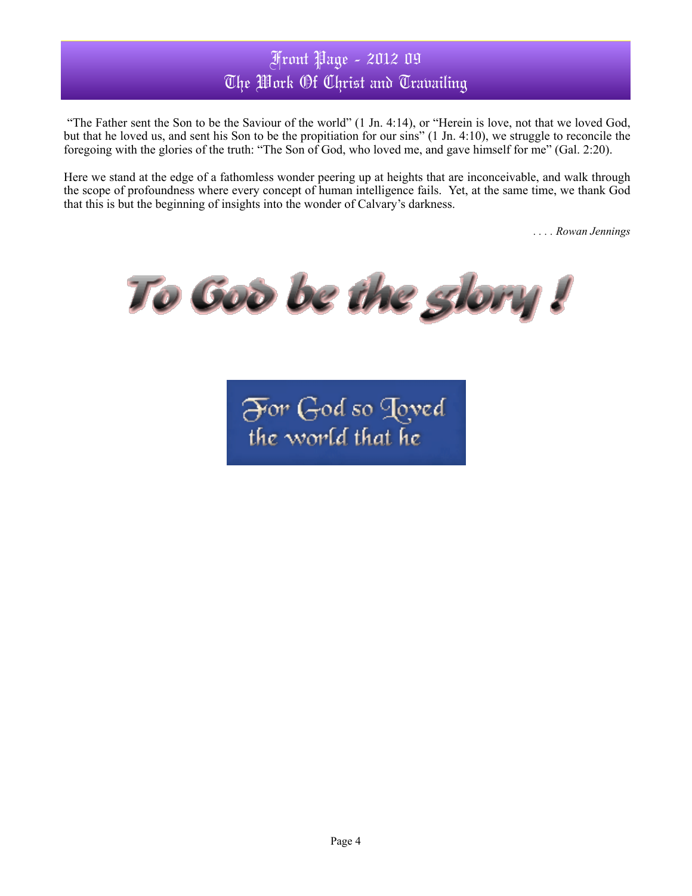# Front Page - 2012 09
# The Work Of Christ and Travailing

"The Father sent the Son to be the Saviour of the world" (1 Jn. 4:14), or "Herein is love, not that we loved God, but that he loved us, and sent his Son to be the propitiation for our sins" (1 Jn. 4:10), we struggle to reconcile the foregoing with the glories of the truth: "The Son of God, who loved me, and gave himself for me" (Gal. 2:20).

Here we stand at the edge of a fathomless wonder peering up at heights that are inconceivable, and walk through the scope of profoundness where every concept of human intelligence fails. Yet, at the same time, we thank God that this is but the beginning of insights into the wonder of Calvary's darkness.

*. . . . Rowan Jennings*

To God be the glory !

For God so loved the world that he